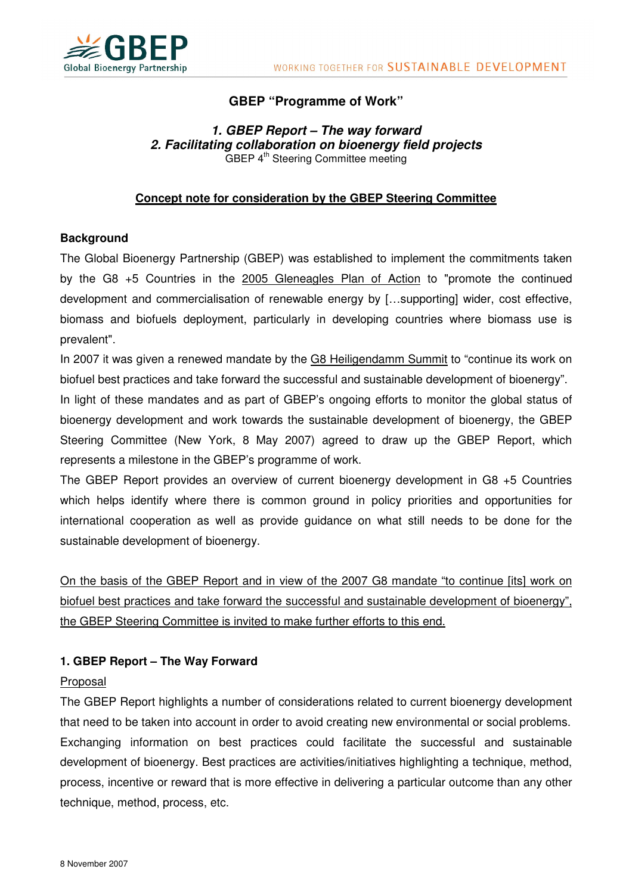## GBEP "Programme of Work"

### *1. GBEP Report – The way forward*
### *2. Facilitating collaboration on bioenergy field projects*

GBEP 4th Steering Committee meeting

**Concept note for consideration by the GBEP Steering Committee**

**Background**

The Global Bioenergy Partnership (GBEP) was established to implement the commitments taken by the G8 +5 Countries in the 2005 Gleneagles Plan of Action to "promote the continued development and commercialisation of renewable energy by […supporting] wider, cost effective, biomass and biofuels deployment, particularly in developing countries where biomass use is prevalent".

In 2007 it was given a renewed mandate by the G8 Heiligendamm Summit to "continue its work on biofuel best practices and take forward the successful and sustainable development of bioenergy".

In light of these mandates and as part of GBEP's ongoing efforts to monitor the global status of bioenergy development and work towards the sustainable development of bioenergy, the GBEP Steering Committee (New York, 8 May 2007) agreed to draw up the GBEP Report, which represents a milestone in the GBEP's programme of work.

The GBEP Report provides an overview of current bioenergy development in G8 +5 Countries which helps identify where there is common ground in policy priorities and opportunities for international cooperation as well as provide guidance on what still needs to be done for the sustainable development of bioenergy.

On the basis of the GBEP Report and in view of the 2007 G8 mandate "to continue [its] work on biofuel best practices and take forward the successful and sustainable development of bioenergy", the GBEP Steering Committee is invited to make further efforts to this end.

**1. GBEP Report – The Way Forward**

Proposal

The GBEP Report highlights a number of considerations related to current bioenergy development that need to be taken into account in order to avoid creating new environmental or social problems. Exchanging information on best practices could facilitate the successful and sustainable development of bioenergy. Best practices are activities/initiatives highlighting a technique, method, process, incentive or reward that is more effective in delivering a particular outcome than any other technique, method, process, etc.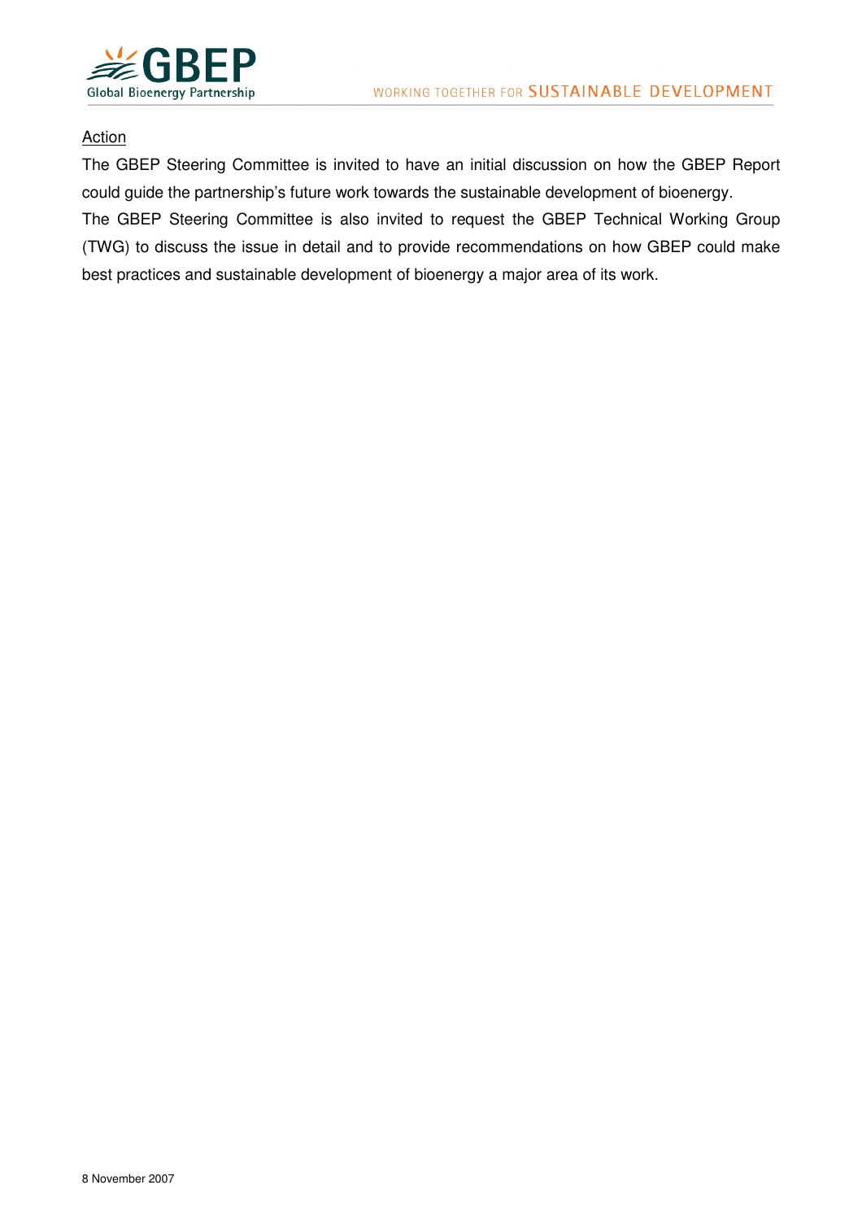<u>Action</u>

The GBEP Steering Committee is invited to have an initial discussion on how the GBEP Report could guide the partnership's future work towards the sustainable development of bioenergy.

The GBEP Steering Committee is also invited to request the GBEP Technical Working Group (TWG) to discuss the issue in detail and to provide recommendations on how GBEP could make best practices and sustainable development of bioenergy a major area of its work.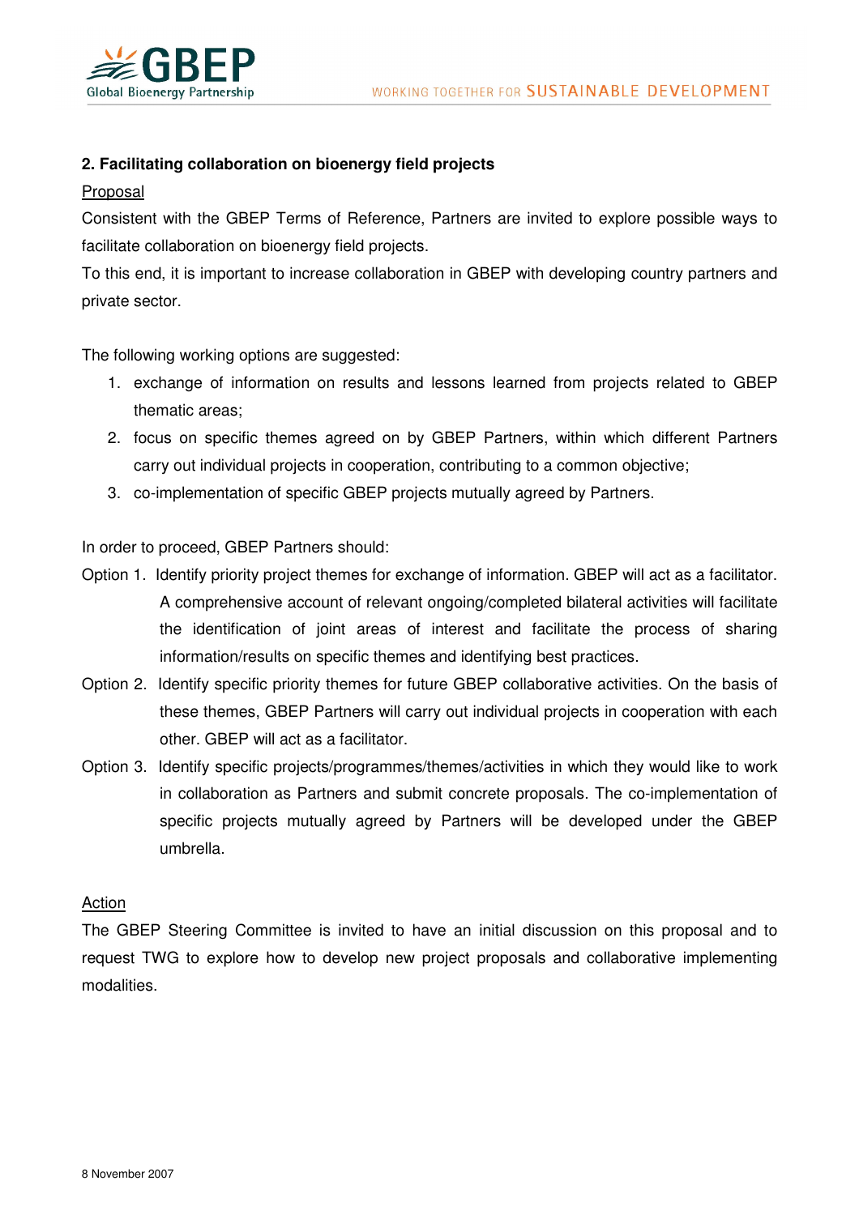**2. Facilitating collaboration on bioenergy field projects**

Proposal

Consistent with the GBEP Terms of Reference, Partners are invited to explore possible ways to facilitate collaboration on bioenergy field projects.

To this end, it is important to increase collaboration in GBEP with developing country partners and private sector.

The following working options are suggested:

1. exchange of information on results and lessons learned from projects related to GBEP thematic areas;
2. focus on specific themes agreed on by GBEP Partners, within which different Partners carry out individual projects in cooperation, contributing to a common objective;
3. co-implementation of specific GBEP projects mutually agreed by Partners.

In order to proceed, GBEP Partners should:

Option 1. Identify priority project themes for exchange of information. GBEP will act as a facilitator. A comprehensive account of relevant ongoing/completed bilateral activities will facilitate the identification of joint areas of interest and facilitate the process of sharing information/results on specific themes and identifying best practices.

Option 2. Identify specific priority themes for future GBEP collaborative activities. On the basis of these themes, GBEP Partners will carry out individual projects in cooperation with each other. GBEP will act as a facilitator.

Option 3. Identify specific projects/programmes/themes/activities in which they would like to work in collaboration as Partners and submit concrete proposals. The co-implementation of specific projects mutually agreed by Partners will be developed under the GBEP umbrella.

Action

The GBEP Steering Committee is invited to have an initial discussion on this proposal and to request TWG to explore how to develop new project proposals and collaborative implementing modalities.

8 November 2007